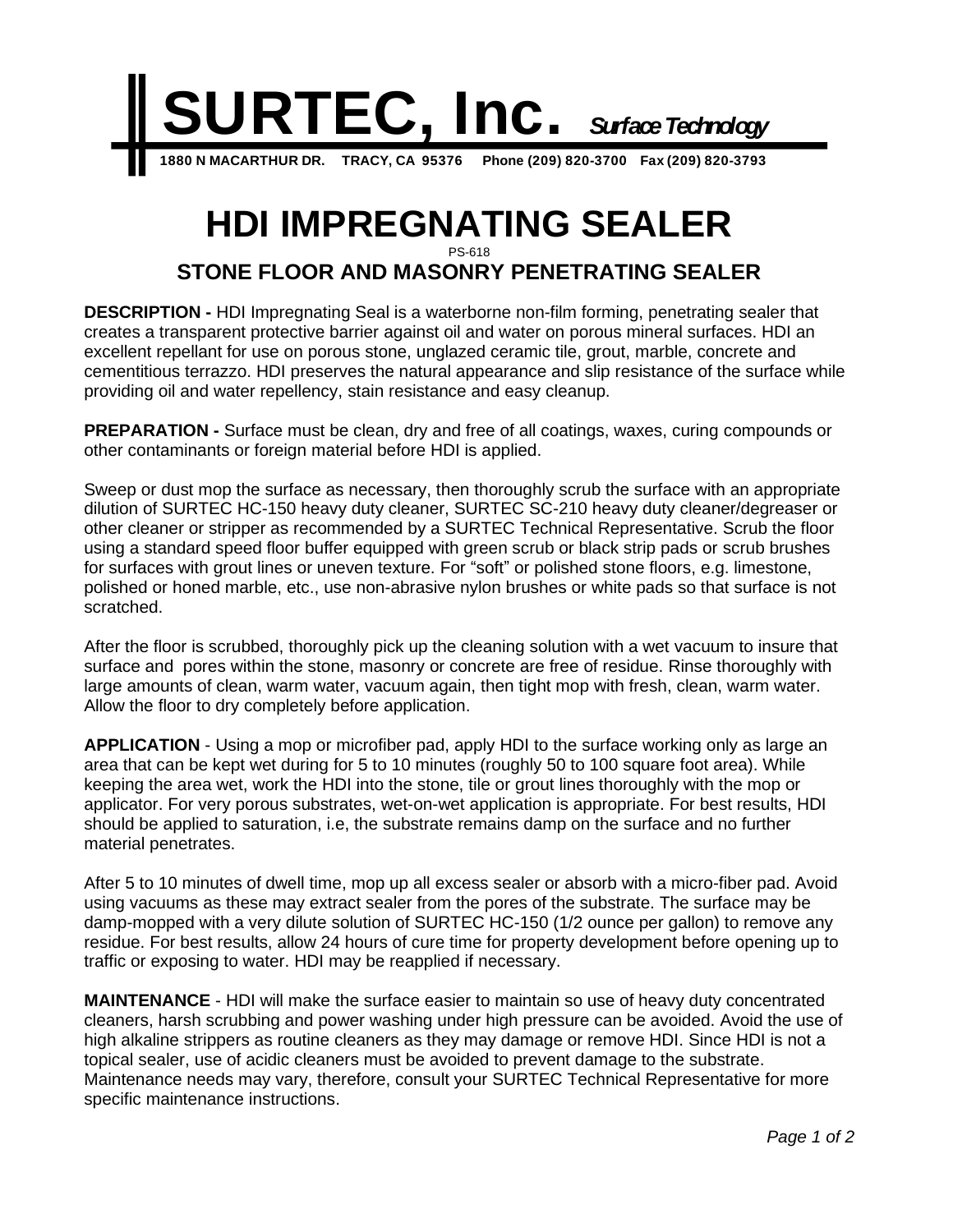# SURTEC, Inc. *Surface Technology*

**1880 N MACARTHUR DR. TRACY, CA 95376 Phone (209) 820-3700 Fax (209) 820-3793**

# HDI IMPREGNATING SEALER

PS-618

## STONE FLOOR AND MASONRY PENETRATING SEALER

**DESCRIPTION -** HDI Impregnating Seal is a waterborne non-film forming, penetrating sealer that creates a transparent protective barrier against oil and water on porous mineral surfaces. HDI an excellent repellant for use on porous stone, unglazed ceramic tile, grout, marble, concrete and cementitious terrazzo. HDI preserves the natural appearance and slip resistance of the surface while providing oil and water repellency, stain resistance and easy cleanup.

**PREPARATION -** Surface must be clean, dry and free of all coatings, waxes, curing compounds or other contaminants or foreign material before HDI is applied.

Sweep or dust mop the surface as necessary, then thoroughly scrub the surface with an appropriate dilution of SURTEC HC-150 heavy duty cleaner, SURTEC SC-210 heavy duty cleaner/degreaser or other cleaner or stripper as recommended by a SURTEC Technical Representative. Scrub the floor using a standard speed floor buffer equipped with green scrub or black strip pads or scrub brushes for surfaces with grout lines or uneven texture. For "soft" or polished stone floors, e.g. limestone, polished or honed marble, etc., use non-abrasive nylon brushes or white pads so that surface is not scratched.

After the floor is scrubbed, thoroughly pick up the cleaning solution with a wet vacuum to insure that surface and pores within the stone, masonry or concrete are free of residue. Rinse thoroughly with large amounts of clean, warm water, vacuum again, then tight mop with fresh, clean, warm water. Allow the floor to dry completely before application.

**APPLICATION** - Using a mop or microfiber pad, apply HDI to the surface working only as large an area that can be kept wet during for 5 to 10 minutes (roughly 50 to 100 square foot area). While keeping the area wet, work the HDI into the stone, tile or grout lines thoroughly with the mop or applicator. For very porous substrates, wet-on-wet application is appropriate. For best results, HDI should be applied to saturation, i.e, the substrate remains damp on the surface and no further material penetrates.

After 5 to 10 minutes of dwell time, mop up all excess sealer or absorb with a micro-fiber pad. Avoid using vacuums as these may extract sealer from the pores of the substrate. The surface may be damp-mopped with a very dilute solution of SURTEC HC-150 (1/2 ounce per gallon) to remove any residue. For best results, allow 24 hours of cure time for property development before opening up to traffic or exposing to water. HDI may be reapplied if necessary.

**MAINTENANCE** - HDI will make the surface easier to maintain so use of heavy duty concentrated cleaners, harsh scrubbing and power washing under high pressure can be avoided. Avoid the use of high alkaline strippers as routine cleaners as they may damage or remove HDI. Since HDI is not a topical sealer, use of acidic cleaners must be avoided to prevent damage to the substrate. Maintenance needs may vary, therefore, consult your SURTEC Technical Representative for more specific maintenance instructions.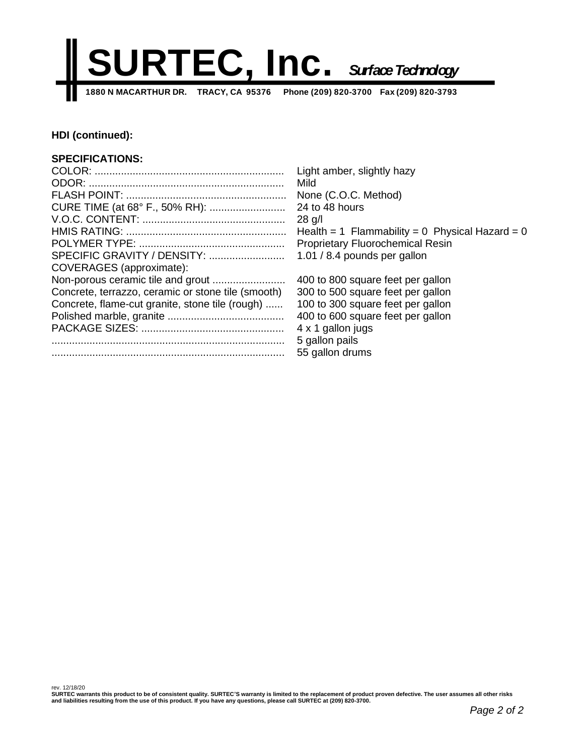# SURTEC, Inc. *Surface Technology*

**1880 N MACARTHUR DR. TRACY, CA 95376 Phone (209) 820-3700 Fax (209) 820-3793**

**HDI (continued):**

**SPECIFICATIONS:**

| | |
|---|---|
| COLOR: | Light amber, slightly hazy |
| ODOR: | Mild |
| FLASH POINT: | None (C.O.C. Method) |
| CURE TIME (at 68° F., 50% RH): | 24 to 48 hours |
| V.O.C. CONTENT: | 28 g/l |
| HMIS RATING: | Health = 1 Flammability = 0 Physical Hazard = 0 |
| POLYMER TYPE: | Proprietary Fluorochemical Resin |
| SPECIFIC GRAVITY / DENSITY: | 1.01 / 8.4 pounds per gallon |
| COVERAGES (approximate): | |
| Non-porous ceramic tile and grout | 400 to 800 square feet per gallon |
| Concrete, terrazzo, ceramic or stone tile (smooth) | 300 to 500 square feet per gallon |
| Concrete, flame-cut granite, stone tile (rough) | 100 to 300 square feet per gallon |
| Polished marble, granite | 400 to 600 square feet per gallon |
| PACKAGE SIZES: | 4 x 1 gallon jugs |
| | 5 gallon pails |
| | 55 gallon drums |

rev. 12/18/20

**SURTEC warrants this product to be of consistent quality. SURTEC'S warranty is limited to the replacement of product proven defective. The user assumes all other risks and liabilities resulting from the use of this product. If you have any questions, please call SURTEC at (209) 820-3700.**